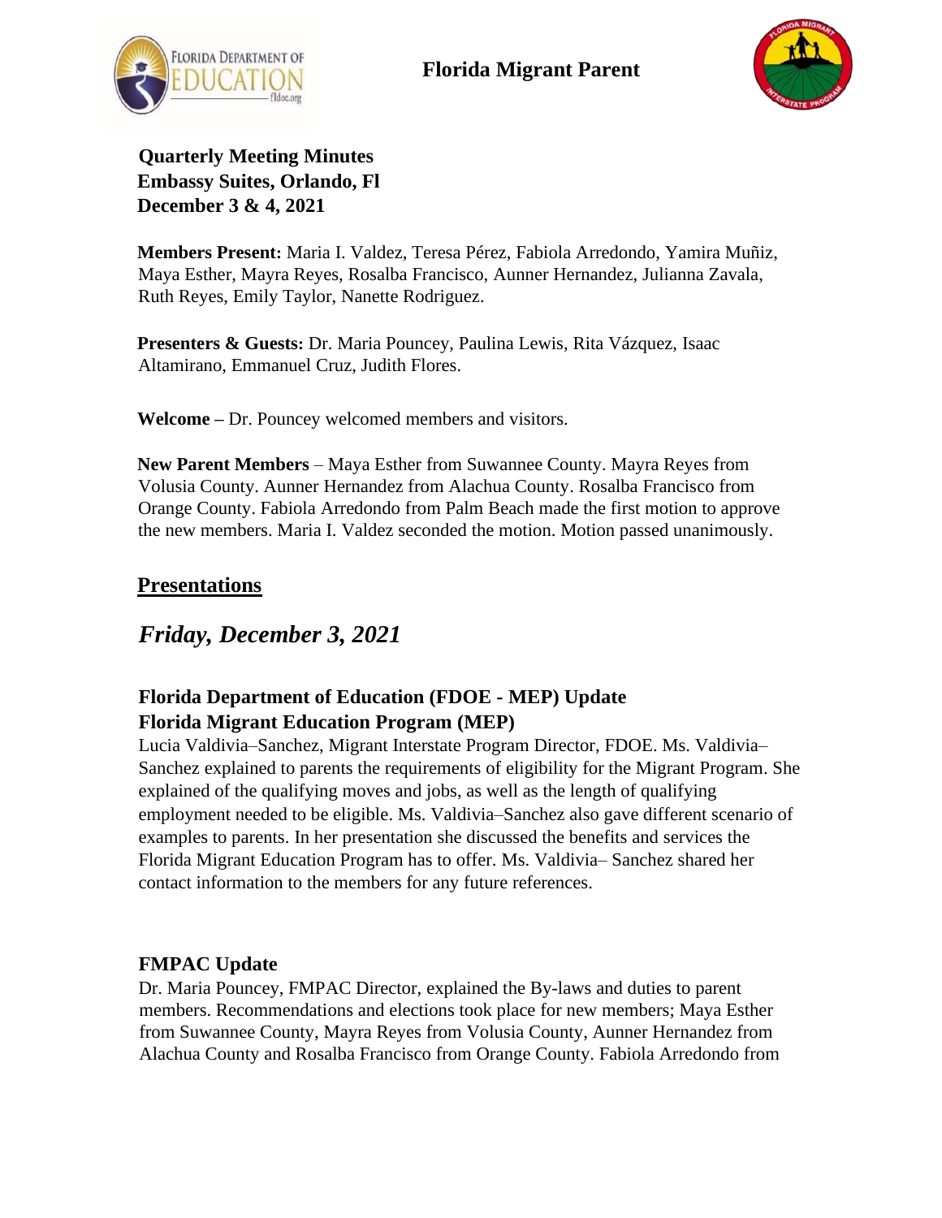# Florida Migrant Parent

**Quarterly Meeting Minutes**
**Embassy Suites, Orlando, Fl**
**December 3 & 4, 2021**

**Members Present:** Maria I. Valdez, Teresa Pérez, Fabiola Arredondo, Yamira Muñiz, Maya Esther, Mayra Reyes, Rosalba Francisco, Aunner Hernandez, Julianna Zavala, Ruth Reyes, Emily Taylor, Nanette Rodriguez.

**Presenters & Guests:** Dr. Maria Pouncey, Paulina Lewis, Rita Vázquez, Isaac Altamirano, Emmanuel Cruz, Judith Flores.

**Welcome –** Dr. Pouncey welcomed members and visitors.

**New Parent Members** – Maya Esther from Suwannee County. Mayra Reyes from Volusia County. Aunner Hernandez from Alachua County. Rosalba Francisco from Orange County. Fabiola Arredondo from Palm Beach made the first motion to approve the new members. Maria I. Valdez seconded the motion. Motion passed unanimously.

## Presentations

## *Friday, December 3, 2021*

### Florida Department of Education (FDOE - MEP) Update
### Florida Migrant Education Program (MEP)

Lucia Valdivia–Sanchez, Migrant Interstate Program Director, FDOE. Ms. Valdivia–Sanchez explained to parents the requirements of eligibility for the Migrant Program. She explained of the qualifying moves and jobs, as well as the length of qualifying employment needed to be eligible. Ms. Valdivia–Sanchez also gave different scenario of examples to parents. In her presentation she discussed the benefits and services the Florida Migrant Education Program has to offer. Ms. Valdivia– Sanchez shared her contact information to the members for any future references.

### FMPAC Update

Dr. Maria Pouncey, FMPAC Director, explained the By-laws and duties to parent members. Recommendations and elections took place for new members; Maya Esther from Suwannee County, Mayra Reyes from Volusia County, Aunner Hernandez from Alachua County and Rosalba Francisco from Orange County. Fabiola Arredondo from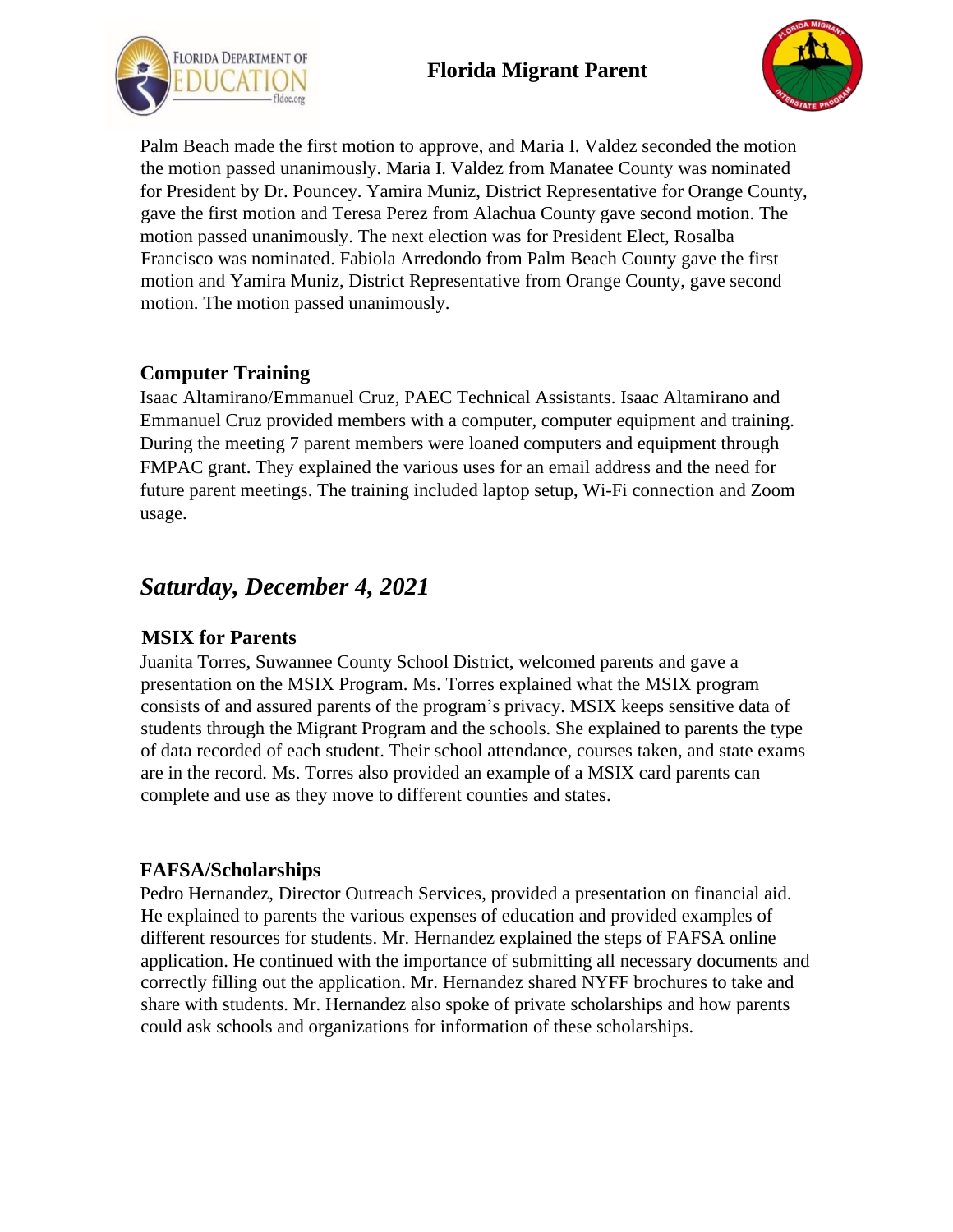Palm Beach made the first motion to approve, and Maria I. Valdez seconded the motion the motion passed unanimously. Maria I. Valdez from Manatee County was nominated for President by Dr. Pouncey. Yamira Muniz, District Representative for Orange County, gave the first motion and Teresa Perez from Alachua County gave second motion. The motion passed unanimously. The next election was for President Elect, Rosalba Francisco was nominated. Fabiola Arredondo from Palm Beach County gave the first motion and Yamira Muniz, District Representative from Orange County, gave second motion. The motion passed unanimously.

### Computer Training

Isaac Altamirano/Emmanuel Cruz, PAEC Technical Assistants. Isaac Altamirano and Emmanuel Cruz provided members with a computer, computer equipment and training. During the meeting 7 parent members were loaned computers and equipment through FMPAC grant. They explained the various uses for an email address and the need for future parent meetings. The training included laptop setup, Wi-Fi connection and Zoom usage.

## *Saturday, December 4, 2021*

### MSIX for Parents

Juanita Torres, Suwannee County School District, welcomed parents and gave a presentation on the MSIX Program. Ms. Torres explained what the MSIX program consists of and assured parents of the program's privacy. MSIX keeps sensitive data of students through the Migrant Program and the schools. She explained to parents the type of data recorded of each student. Their school attendance, courses taken, and state exams are in the record. Ms. Torres also provided an example of a MSIX card parents can complete and use as they move to different counties and states.

### FAFSA/Scholarships

Pedro Hernandez, Director Outreach Services, provided a presentation on financial aid. He explained to parents the various expenses of education and provided examples of different resources for students. Mr. Hernandez explained the steps of FAFSA online application. He continued with the importance of submitting all necessary documents and correctly filling out the application. Mr. Hernandez shared NYFF brochures to take and share with students. Mr. Hernandez also spoke of private scholarships and how parents could ask schools and organizations for information of these scholarships.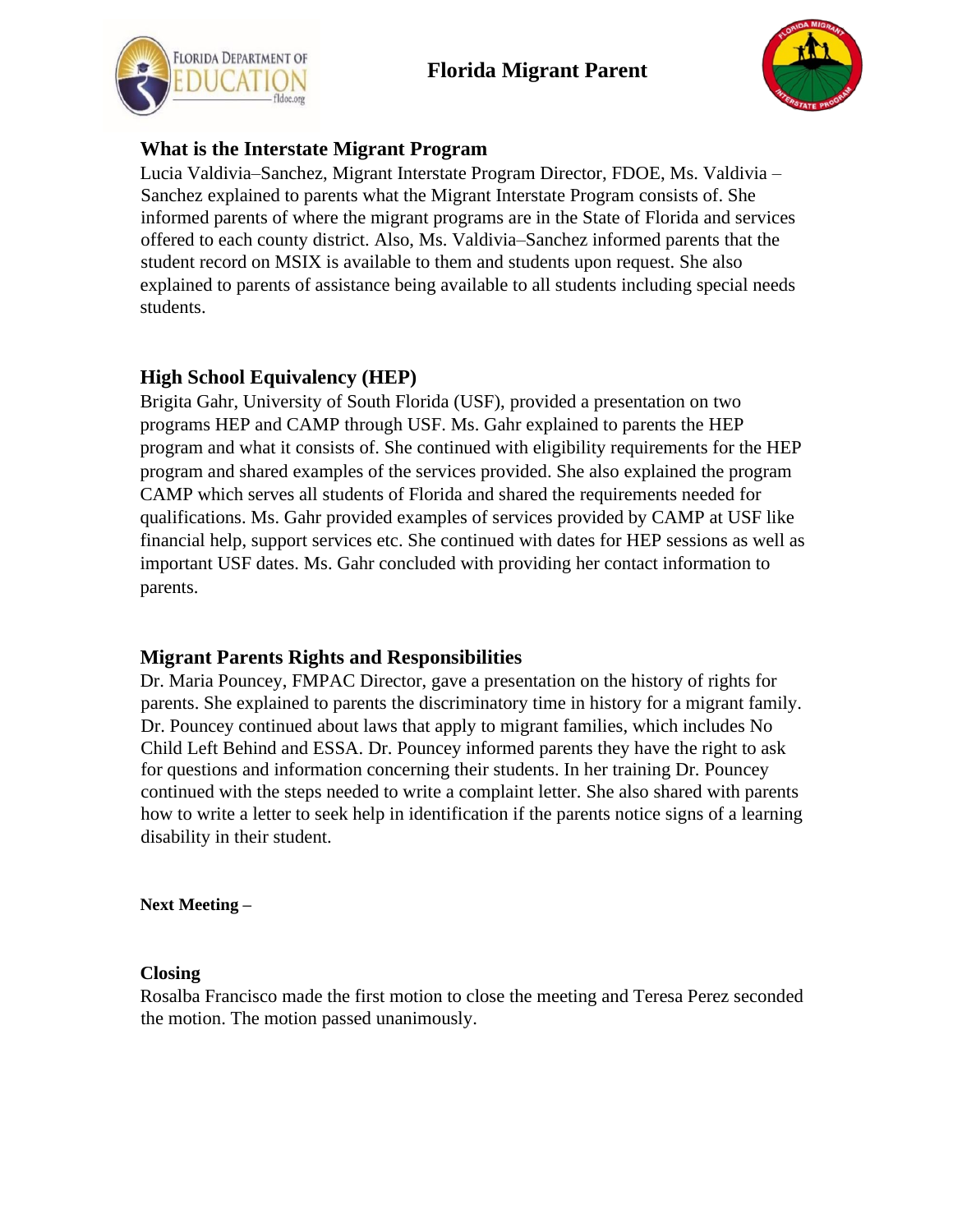## What is the Interstate Migrant Program

Lucia Valdivia–Sanchez, Migrant Interstate Program Director, FDOE, Ms. Valdivia – Sanchez explained to parents what the Migrant Interstate Program consists of. She informed parents of where the migrant programs are in the State of Florida and services offered to each county district. Also, Ms. Valdivia–Sanchez informed parents that the student record on MSIX is available to them and students upon request. She also explained to parents of assistance being available to all students including special needs students.

## High School Equivalency (HEP)

Brigita Gahr, University of South Florida (USF), provided a presentation on two programs HEP and CAMP through USF. Ms. Gahr explained to parents the HEP program and what it consists of. She continued with eligibility requirements for the HEP program and shared examples of the services provided. She also explained the program CAMP which serves all students of Florida and shared the requirements needed for qualifications. Ms. Gahr provided examples of services provided by CAMP at USF like financial help, support services etc. She continued with dates for HEP sessions as well as important USF dates. Ms. Gahr concluded with providing her contact information to parents.

## Migrant Parents Rights and Responsibilities

Dr. Maria Pouncey, FMPAC Director, gave a presentation on the history of rights for parents. She explained to parents the discriminatory time in history for a migrant family. Dr. Pouncey continued about laws that apply to migrant families, which includes No Child Left Behind and ESSA. Dr. Pouncey informed parents they have the right to ask for questions and information concerning their students. In her training Dr. Pouncey continued with the steps needed to write a complaint letter. She also shared with parents how to write a letter to seek help in identification if the parents notice signs of a learning disability in their student.

**Next Meeting –**

## Closing

Rosalba Francisco made the first motion to close the meeting and Teresa Perez seconded the motion. The motion passed unanimously.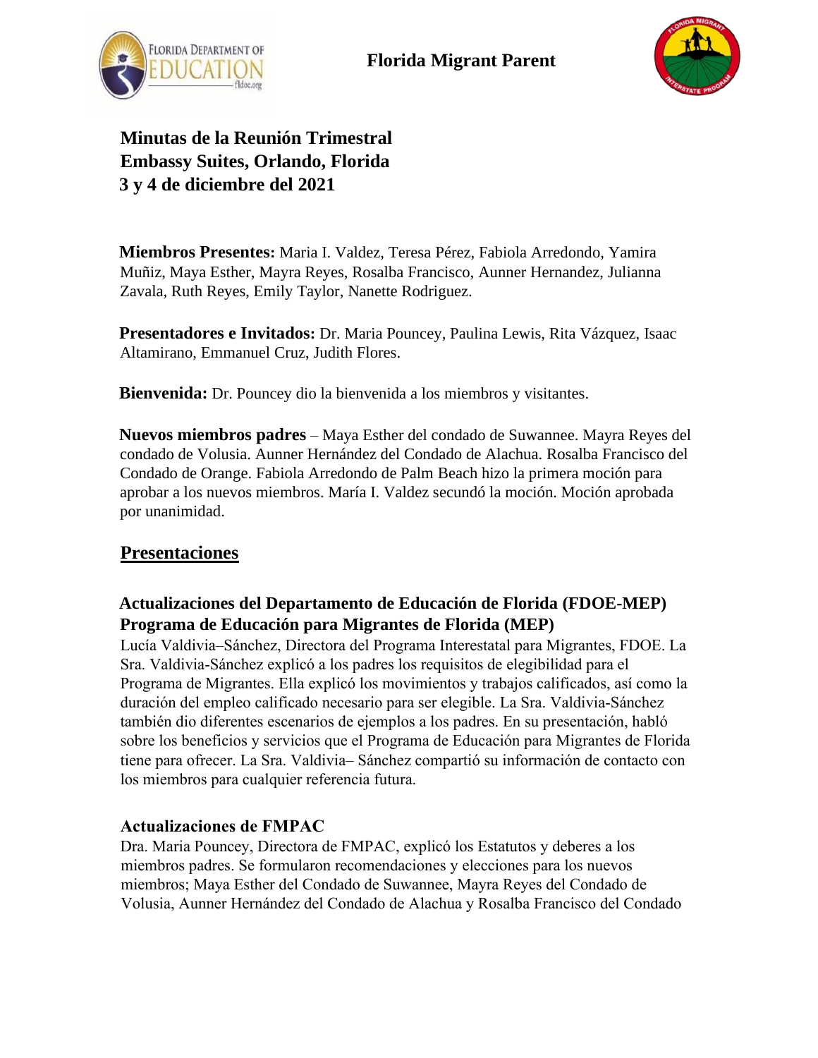**Florida Migrant Parent**

# Minutas de la Reunión Trimestral
# Embassy Suites, Orlando, Florida
# 3 y 4 de diciembre del 2021

**Miembros Presentes:** Maria I. Valdez, Teresa Pérez, Fabiola Arredondo, Yamira Muñiz, Maya Esther, Mayra Reyes, Rosalba Francisco, Aunner Hernandez, Julianna Zavala, Ruth Reyes, Emily Taylor, Nanette Rodriguez.

**Presentadores e Invitados:** Dr. Maria Pouncey, Paulina Lewis, Rita Vázquez, Isaac Altamirano, Emmanuel Cruz, Judith Flores.

**Bienvenida:** Dr. Pouncey dio la bienvenida a los miembros y visitantes.

**Nuevos miembros padres** – Maya Esther del condado de Suwannee. Mayra Reyes del condado de Volusia. Aunner Hernández del Condado de Alachua. Rosalba Francisco del Condado de Orange. Fabiola Arredondo de Palm Beach hizo la primera moción para aprobar a los nuevos miembros. María I. Valdez secundó la moción. Moción aprobada por unanimidad.

## Presentaciones

### Actualizaciones del Departamento de Educación de Florida (FDOE-MEP) Programa de Educación para Migrantes de Florida (MEP)

Lucía Valdivia–Sánchez, Directora del Programa Interestatal para Migrantes, FDOE. La Sra. Valdivia-Sánchez explicó a los padres los requisitos de elegibilidad para el Programa de Migrantes. Ella explicó los movimientos y trabajos calificados, así como la duración del empleo calificado necesario para ser elegible. La Sra. Valdivia-Sánchez también dio diferentes escenarios de ejemplos a los padres. En su presentación, habló sobre los beneficios y servicios que el Programa de Educación para Migrantes de Florida tiene para ofrecer. La Sra. Valdivia– Sánchez compartió su información de contacto con los miembros para cualquier referencia futura.

### Actualizaciones de FMPAC

Dra. Maria Pouncey, Directora de FMPAC, explicó los Estatutos y deberes a los miembros padres. Se formularon recomendaciones y elecciones para los nuevos miembros; Maya Esther del Condado de Suwannee, Mayra Reyes del Condado de Volusia, Aunner Hernández del Condado de Alachua y Rosalba Francisco del Condado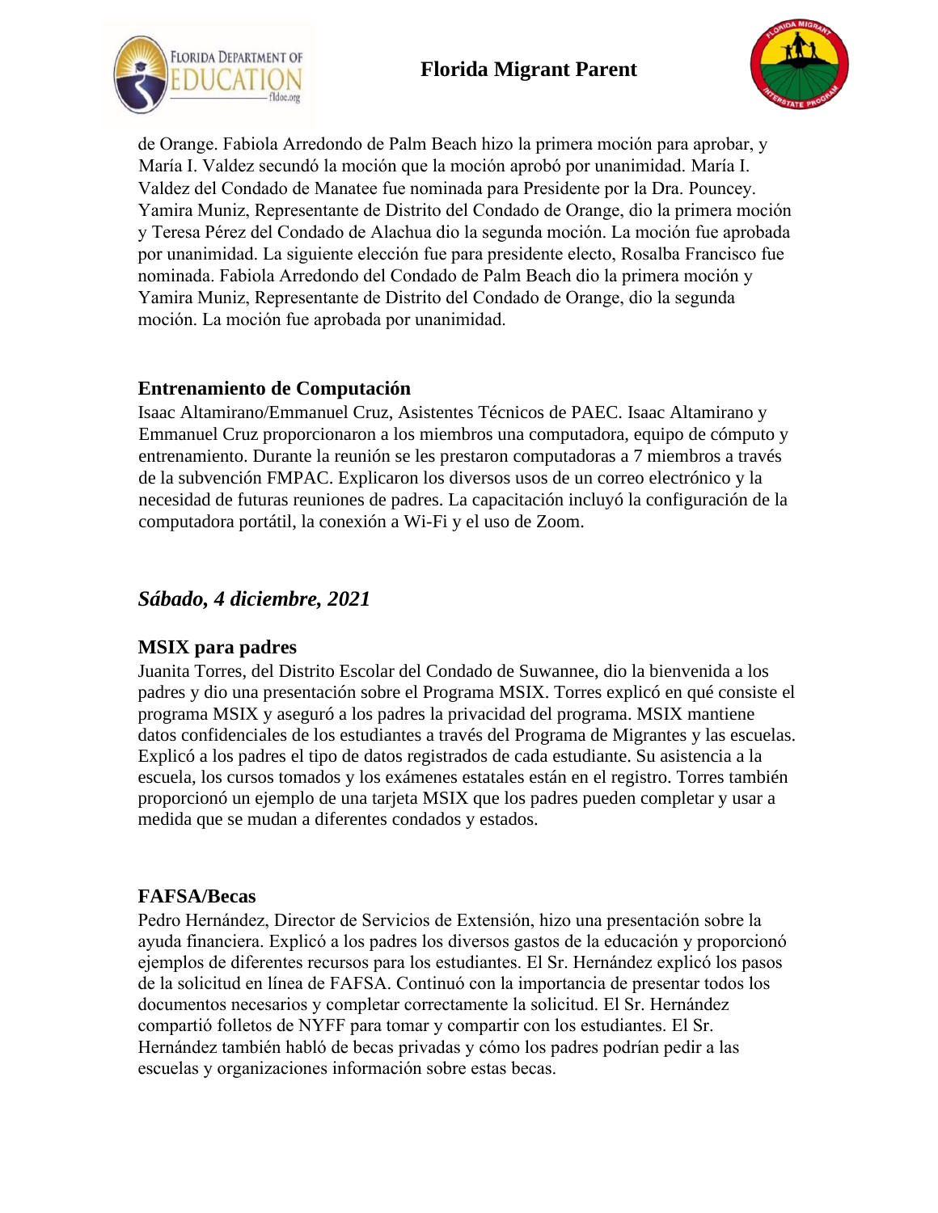de Orange. Fabiola Arredondo de Palm Beach hizo la primera moción para aprobar, y María I. Valdez secundó la moción que la moción aprobó por unanimidad. María I. Valdez del Condado de Manatee fue nominada para Presidente por la Dra. Pouncey. Yamira Muniz, Representante de Distrito del Condado de Orange, dio la primera moción y Teresa Pérez del Condado de Alachua dio la segunda moción. La moción fue aprobada por unanimidad. La siguiente elección fue para presidente electo, Rosalba Francisco fue nominada. Fabiola Arredondo del Condado de Palm Beach dio la primera moción y Yamira Muniz, Representante de Distrito del Condado de Orange, dio la segunda moción. La moción fue aprobada por unanimidad.

### Entrenamiento de Computación

Isaac Altamirano/Emmanuel Cruz, Asistentes Técnicos de PAEC. Isaac Altamirano y Emmanuel Cruz proporcionaron a los miembros una computadora, equipo de cómputo y entrenamiento. Durante la reunión se les prestaron computadoras a 7 miembros a través de la subvención FMPAC. Explicaron los diversos usos de un correo electrónico y la necesidad de futuras reuniones de padres. La capacitación incluyó la configuración de la computadora portátil, la conexión a Wi-Fi y el uso de Zoom.

## *Sábado, 4 diciembre, 2021*

### MSIX para padres

Juanita Torres, del Distrito Escolar del Condado de Suwannee, dio la bienvenida a los padres y dio una presentación sobre el Programa MSIX. Torres explicó en qué consiste el programa MSIX y aseguró a los padres la privacidad del programa. MSIX mantiene datos confidenciales de los estudiantes a través del Programa de Migrantes y las escuelas. Explicó a los padres el tipo de datos registrados de cada estudiante. Su asistencia a la escuela, los cursos tomados y los exámenes estatales están en el registro. Torres también proporcionó un ejemplo de una tarjeta MSIX que los padres pueden completar y usar a medida que se mudan a diferentes condados y estados.

### FAFSA/Becas

Pedro Hernández, Director de Servicios de Extensión, hizo una presentación sobre la ayuda financiera. Explicó a los padres los diversos gastos de la educación y proporcionó ejemplos de diferentes recursos para los estudiantes. El Sr. Hernández explicó los pasos de la solicitud en línea de FAFSA. Continuó con la importancia de presentar todos los documentos necesarios y completar correctamente la solicitud. El Sr. Hernández compartió folletos de NYFF para tomar y compartir con los estudiantes. El Sr. Hernández también habló de becas privadas y cómo los padres podrían pedir a las escuelas y organizaciones información sobre estas becas.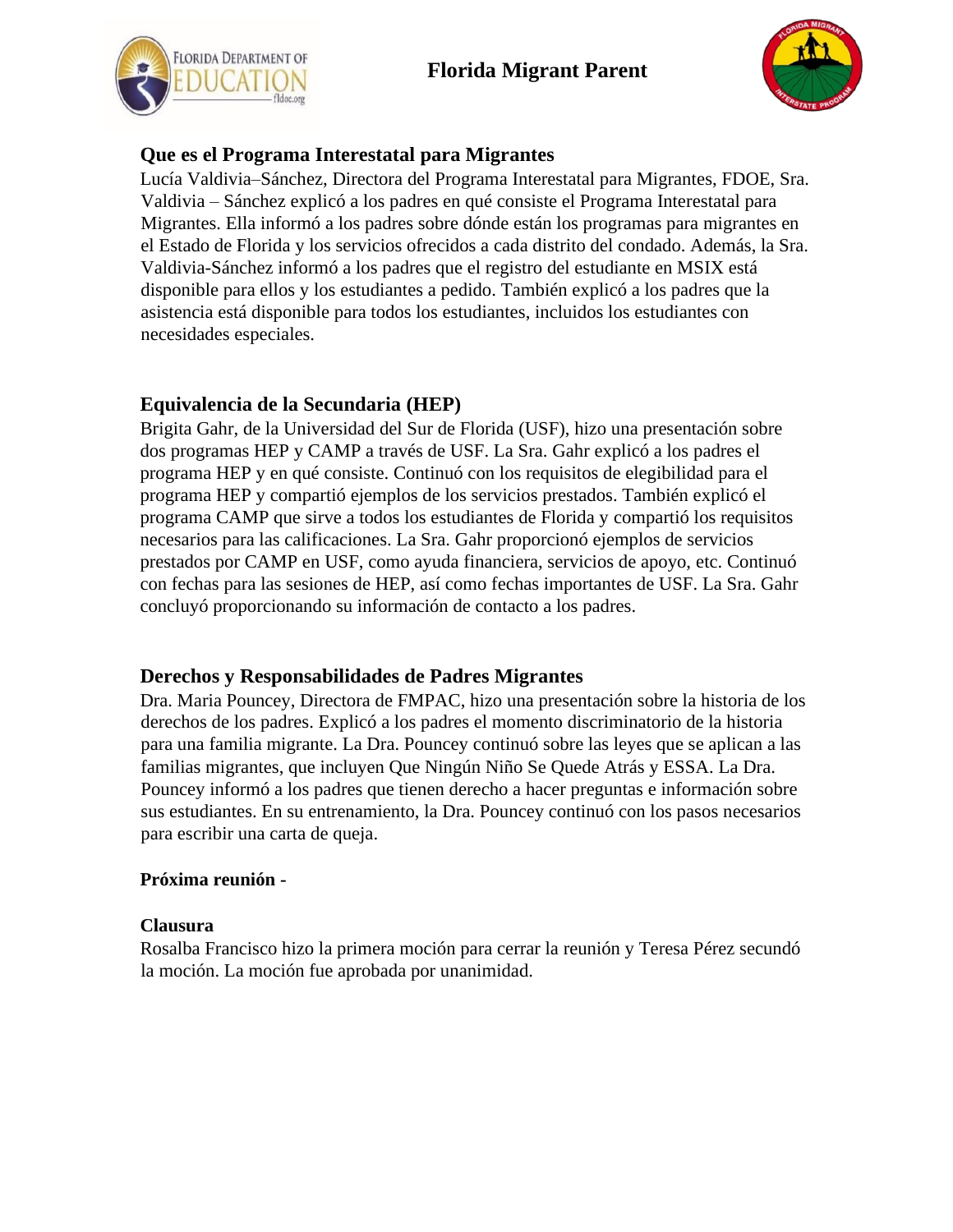## Que es el Programa Interestatal para Migrantes

Lucía Valdivia–Sánchez, Directora del Programa Interestatal para Migrantes, FDOE, Sra. Valdivia – Sánchez explicó a los padres en qué consiste el Programa Interestatal para Migrantes. Ella informó a los padres sobre dónde están los programas para migrantes en el Estado de Florida y los servicios ofrecidos a cada distrito del condado. Además, la Sra. Valdivia-Sánchez informó a los padres que el registro del estudiante en MSIX está disponible para ellos y los estudiantes a pedido. También explicó a los padres que la asistencia está disponible para todos los estudiantes, incluidos los estudiantes con necesidades especiales.

## Equivalencia de la Secundaria (HEP)

Brigita Gahr, de la Universidad del Sur de Florida (USF), hizo una presentación sobre dos programas HEP y CAMP a través de USF. La Sra. Gahr explicó a los padres el programa HEP y en qué consiste. Continuó con los requisitos de elegibilidad para el programa HEP y compartió ejemplos de los servicios prestados. También explicó el programa CAMP que sirve a todos los estudiantes de Florida y compartió los requisitos necesarios para las calificaciones. La Sra. Gahr proporcionó ejemplos de servicios prestados por CAMP en USF, como ayuda financiera, servicios de apoyo, etc. Continuó con fechas para las sesiones de HEP, así como fechas importantes de USF. La Sra. Gahr concluyó proporcionando su información de contacto a los padres.

## Derechos y Responsabilidades de Padres Migrantes

Dra. Maria Pouncey, Directora de FMPAC, hizo una presentación sobre la historia de los derechos de los padres. Explicó a los padres el momento discriminatorio de la historia para una familia migrante. La Dra. Pouncey continuó sobre las leyes que se aplican a las familias migrantes, que incluyen Que Ningún Niño Se Quede Atrás y ESSA. La Dra. Pouncey informó a los padres que tienen derecho a hacer preguntas e información sobre sus estudiantes. En su entrenamiento, la Dra. Pouncey continuó con los pasos necesarios para escribir una carta de queja.

**Próxima reunión -**

**Clausura**

Rosalba Francisco hizo la primera moción para cerrar la reunión y Teresa Pérez secundó la moción. La moción fue aprobada por unanimidad.